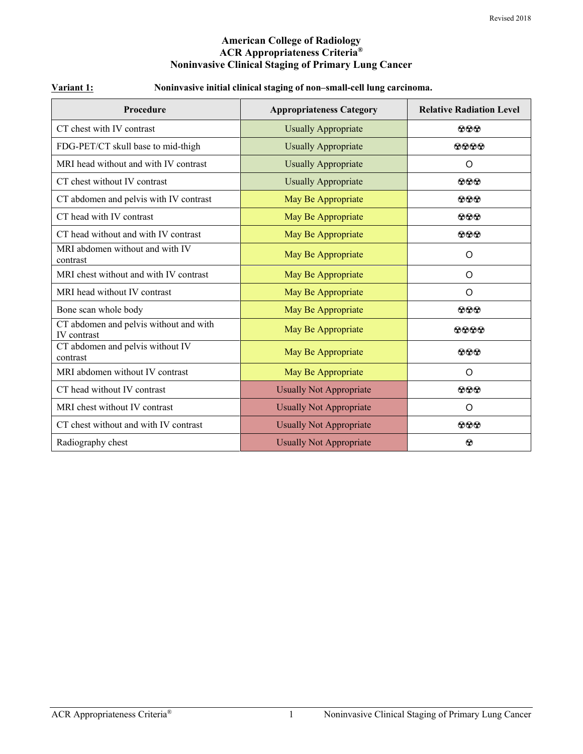Revised 2018

# American College of Radiology
# ACR Appropriateness Criteria®
# Noninvasive Clinical Staging of Primary Lung Cancer

**Variant 1:** **Noninvasive initial clinical staging of non–small-cell lung carcinoma.**

| Procedure | Appropriateness Category | Relative Radiation Level |
|---|---|---|
| CT chest with IV contrast | Usually Appropriate | ☢☢☢ |
| FDG-PET/CT skull base to mid-thigh | Usually Appropriate | ☢☢☢☢ |
| MRI head without and with IV contrast | Usually Appropriate | O |
| CT chest without IV contrast | Usually Appropriate | ☢☢☢ |
| CT abdomen and pelvis with IV contrast | May Be Appropriate | ☢☢☢ |
| CT head with IV contrast | May Be Appropriate | ☢☢☢ |
| CT head without and with IV contrast | May Be Appropriate | ☢☢☢ |
| MRI abdomen without and with IV contrast | May Be Appropriate | O |
| MRI chest without and with IV contrast | May Be Appropriate | O |
| MRI head without IV contrast | May Be Appropriate | O |
| Bone scan whole body | May Be Appropriate | ☢☢☢ |
| CT abdomen and pelvis without and with IV contrast | May Be Appropriate | ☢☢☢☢ |
| CT abdomen and pelvis without IV contrast | May Be Appropriate | ☢☢☢ |
| MRI abdomen without IV contrast | May Be Appropriate | O |
| CT head without IV contrast | Usually Not Appropriate | ☢☢☢ |
| MRI chest without IV contrast | Usually Not Appropriate | O |
| CT chest without and with IV contrast | Usually Not Appropriate | ☢☢☢ |
| Radiography chest | Usually Not Appropriate | ☢ |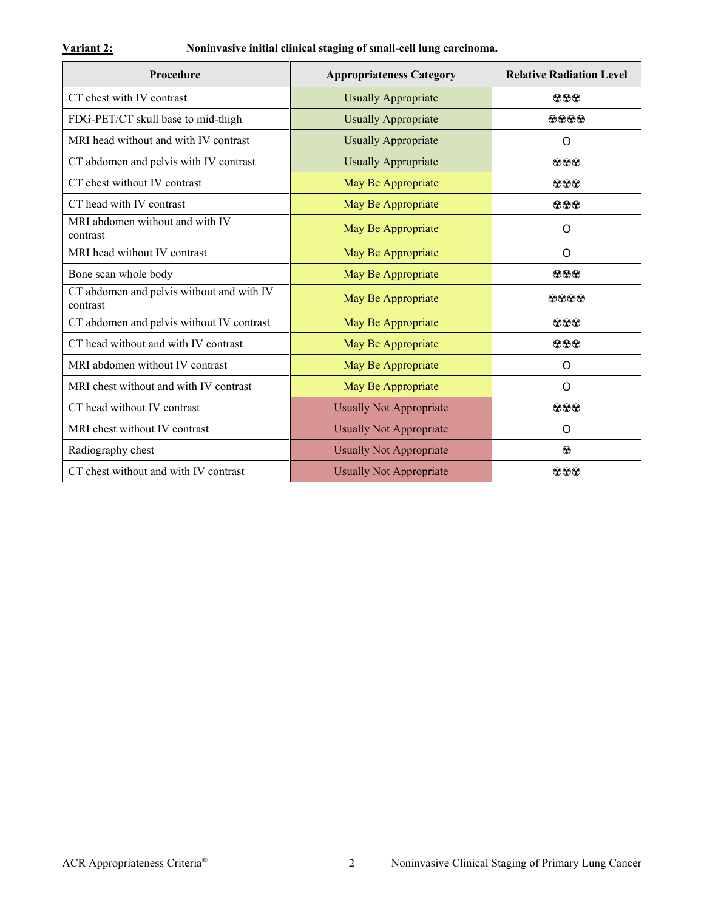**Variant 2:** **Noninvasive initial clinical staging of small-cell lung carcinoma.**

| Procedure | Appropriateness Category | Relative Radiation Level |
|---|---|---|
| CT chest with IV contrast | Usually Appropriate | ☢☢☢ |
| FDG-PET/CT skull base to mid-thigh | Usually Appropriate | ☢☢☢☢ |
| MRI head without and with IV contrast | Usually Appropriate | O |
| CT abdomen and pelvis with IV contrast | Usually Appropriate | ☢☢☢ |
| CT chest without IV contrast | May Be Appropriate | ☢☢☢ |
| CT head with IV contrast | May Be Appropriate | ☢☢☢ |
| MRI abdomen without and with IV contrast | May Be Appropriate | O |
| MRI head without IV contrast | May Be Appropriate | O |
| Bone scan whole body | May Be Appropriate | ☢☢☢ |
| CT abdomen and pelvis without and with IV contrast | May Be Appropriate | ☢☢☢☢ |
| CT abdomen and pelvis without IV contrast | May Be Appropriate | ☢☢☢ |
| CT head without and with IV contrast | May Be Appropriate | ☢☢☢ |
| MRI abdomen without IV contrast | May Be Appropriate | O |
| MRI chest without and with IV contrast | May Be Appropriate | O |
| CT head without IV contrast | Usually Not Appropriate | ☢☢☢ |
| MRI chest without IV contrast | Usually Not Appropriate | O |
| Radiography chest | Usually Not Appropriate | ☢ |
| CT chest without and with IV contrast | Usually Not Appropriate | ☢☢☢ |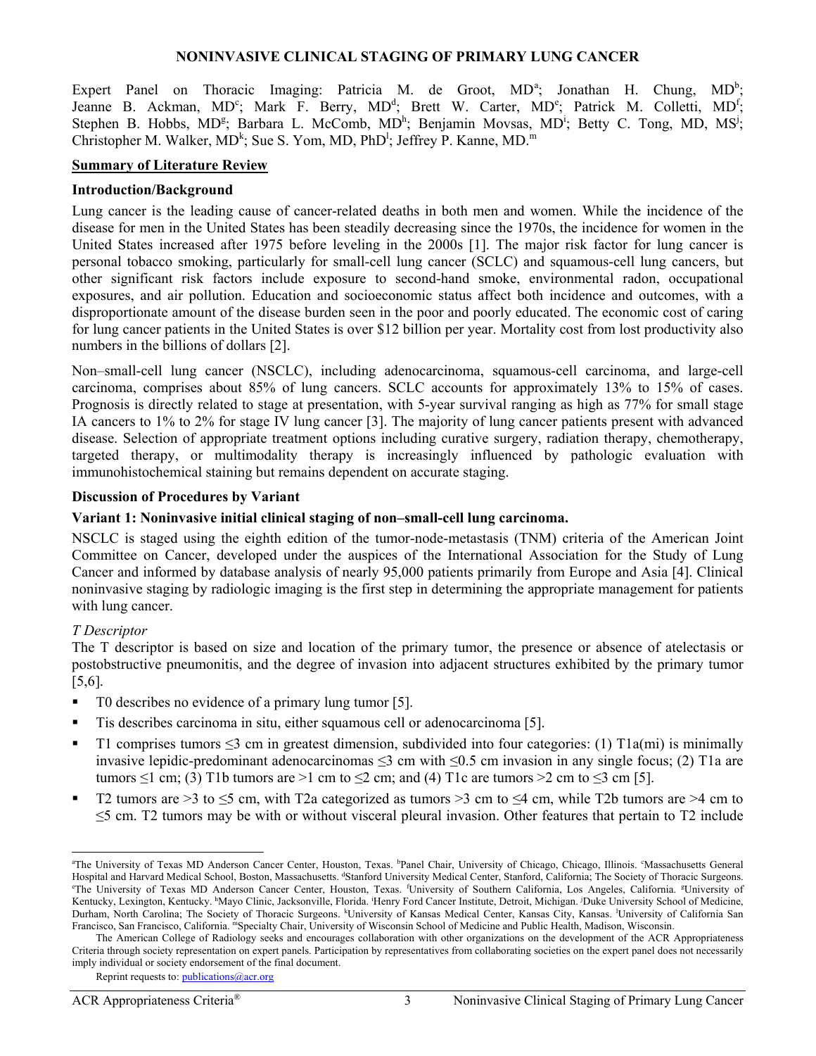**NONINVASIVE CLINICAL STAGING OF PRIMARY LUNG CANCER**

Expert Panel on Thoracic Imaging: Patricia M. de Groot, MD[a]; Jonathan H. Chung, MD[b]; Jeanne B. Ackman, MD[c]; Mark F. Berry, MD[d]; Brett W. Carter, MD[e]; Patrick M. Colletti, MD[f]; Stephen B. Hobbs, MD[g]; Barbara L. McComb, MD[h]; Benjamin Movsas, MD[i]; Betty C. Tong, MD, MS[j]; Christopher M. Walker, MD[k]; Sue S. Yom, MD, PhD[l]; Jeffrey P. Kanne, MD.[m]

## Summary of Literature Review

### Introduction/Background

Lung cancer is the leading cause of cancer-related deaths in both men and women. While the incidence of the disease for men in the United States has been steadily decreasing since the 1970s, the incidence for women in the United States increased after 1975 before leveling in the 2000s [1]. The major risk factor for lung cancer is personal tobacco smoking, particularly for small-cell lung cancer (SCLC) and squamous-cell lung cancers, but other significant risk factors include exposure to second-hand smoke, environmental radon, occupational exposures, and air pollution. Education and socioeconomic status affect both incidence and outcomes, with a disproportionate amount of the disease burden seen in the poor and poorly educated. The economic cost of caring for lung cancer patients in the United States is over $12 billion per year. Mortality cost from lost productivity also numbers in the billions of dollars [2].

Non–small-cell lung cancer (NSCLC), including adenocarcinoma, squamous-cell carcinoma, and large-cell carcinoma, comprises about 85% of lung cancers. SCLC accounts for approximately 13% to 15% of cases. Prognosis is directly related to stage at presentation, with 5-year survival ranging as high as 77% for small stage IA cancers to 1% to 2% for stage IV lung cancer [3]. The majority of lung cancer patients present with advanced disease. Selection of appropriate treatment options including curative surgery, radiation therapy, chemotherapy, targeted therapy, or multimodality therapy is increasingly influenced by pathologic evaluation with immunohistochemical staining but remains dependent on accurate staging.

### Discussion of Procedures by Variant

### Variant 1: Noninvasive initial clinical staging of non–small-cell lung carcinoma.

NSCLC is staged using the eighth edition of the tumor-node-metastasis (TNM) criteria of the American Joint Committee on Cancer, developed under the auspices of the International Association for the Study of Lung Cancer and informed by database analysis of nearly 95,000 patients primarily from Europe and Asia [4]. Clinical noninvasive staging by radiologic imaging is the first step in determining the appropriate management for patients with lung cancer.

*T Descriptor*

The T descriptor is based on size and location of the primary tumor, the presence or absence of atelectasis or postobstructive pneumonitis, and the degree of invasion into adjacent structures exhibited by the primary tumor [5,6].

- T0 describes no evidence of a primary lung tumor [5].
- Tis describes carcinoma in situ, either squamous cell or adenocarcinoma [5].
- T1 comprises tumors ≤3 cm in greatest dimension, subdivided into four categories: (1) T1a(mi) is minimally invasive lepidic-predominant adenocarcinomas ≤3 cm with ≤0.5 cm invasion in any single focus; (2) T1a are tumors ≤1 cm; (3) T1b tumors are >1 cm to ≤2 cm; and (4) T1c are tumors >2 cm to ≤3 cm [5].
- T2 tumors are >3 to ≤5 cm, with T2a categorized as tumors >3 cm to ≤4 cm, while T2b tumors are >4 cm to ≤5 cm. T2 tumors may be with or without visceral pleural invasion. Other features that pertain to T2 include

---

[a]The University of Texas MD Anderson Cancer Center, Houston, Texas. [b]Panel Chair, University of Chicago, Chicago, Illinois. [c]Massachusetts General Hospital and Harvard Medical School, Boston, Massachusetts. [d]Stanford University Medical Center, Stanford, California; The Society of Thoracic Surgeons. [e]The University of Texas MD Anderson Cancer Center, Houston, Texas. [f]University of Southern California, Los Angeles, California. [g]University of Kentucky, Lexington, Kentucky. [h]Mayo Clinic, Jacksonville, Florida. [i]Henry Ford Cancer Institute, Detroit, Michigan. [j]Duke University School of Medicine, Durham, North Carolina; The Society of Thoracic Surgeons. [k]University of Kansas Medical Center, Kansas City, Kansas. [l]University of California San Francisco, San Francisco, California. [m]Specialty Chair, University of Wisconsin School of Medicine and Public Health, Madison, Wisconsin.

The American College of Radiology seeks and encourages collaboration with other organizations on the development of the ACR Appropriateness Criteria through society representation on expert panels. Participation by representatives from collaborating societies on the expert panel does not necessarily imply individual or society endorsement of the final document.

Reprint requests to: publications@acr.org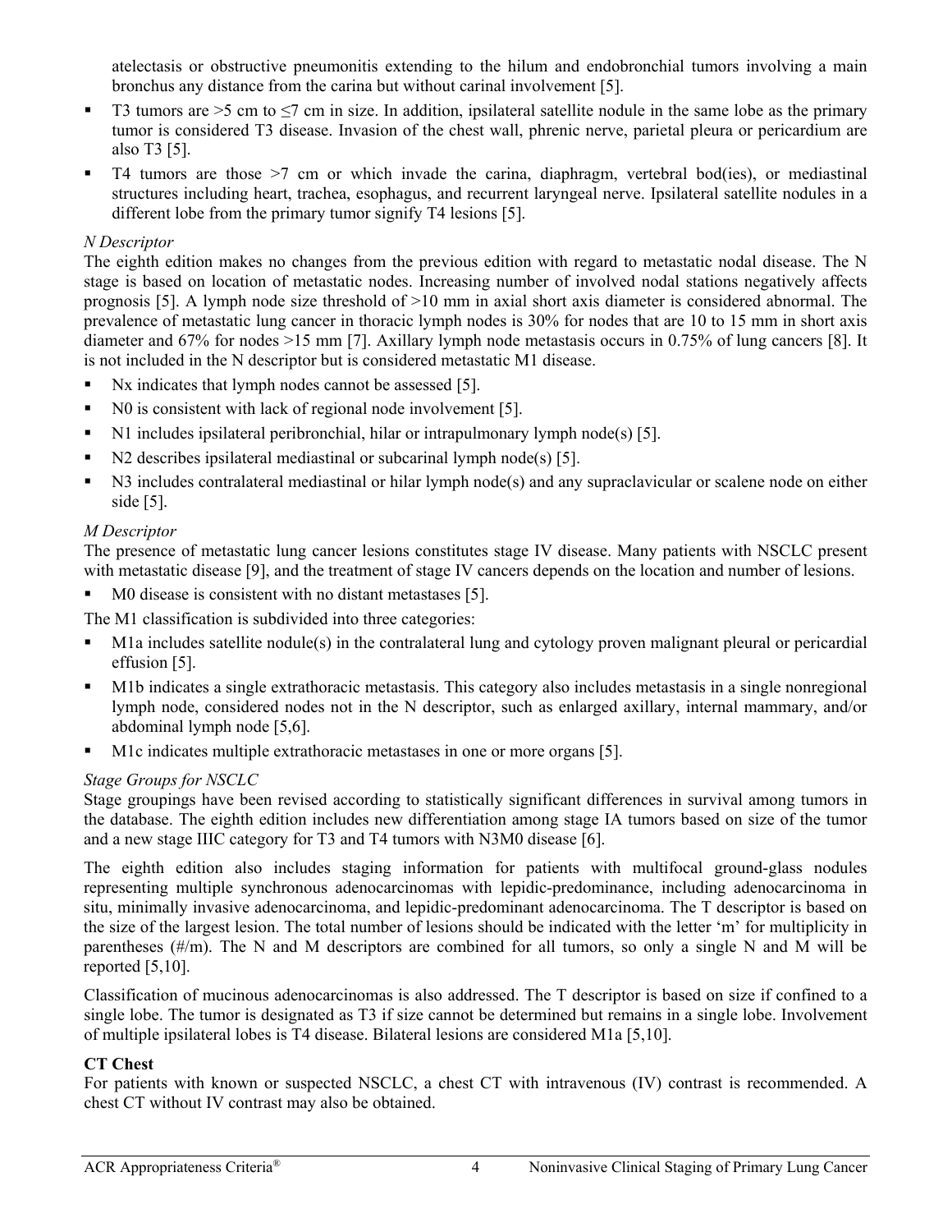atelectasis or obstructive pneumonitis extending to the hilum and endobronchial tumors involving a main bronchus any distance from the carina but without carinal involvement [5].

- T3 tumors are >5 cm to ≤7 cm in size. In addition, ipsilateral satellite nodule in the same lobe as the primary tumor is considered T3 disease. Invasion of the chest wall, phrenic nerve, parietal pleura or pericardium are also T3 [5].
- T4 tumors are those >7 cm or which invade the carina, diaphragm, vertebral bod(ies), or mediastinal structures including heart, trachea, esophagus, and recurrent laryngeal nerve. Ipsilateral satellite nodules in a different lobe from the primary tumor signify T4 lesions [5].

*N Descriptor*

The eighth edition makes no changes from the previous edition with regard to metastatic nodal disease. The N stage is based on location of metastatic nodes. Increasing number of involved nodal stations negatively affects prognosis [5]. A lymph node size threshold of >10 mm in axial short axis diameter is considered abnormal. The prevalence of metastatic lung cancer in thoracic lymph nodes is 30% for nodes that are 10 to 15 mm in short axis diameter and 67% for nodes >15 mm [7]. Axillary lymph node metastasis occurs in 0.75% of lung cancers [8]. It is not included in the N descriptor but is considered metastatic M1 disease.

- Nx indicates that lymph nodes cannot be assessed [5].
- N0 is consistent with lack of regional node involvement [5].
- N1 includes ipsilateral peribronchial, hilar or intrapulmonary lymph node(s) [5].
- N2 describes ipsilateral mediastinal or subcarinal lymph node(s) [5].
- N3 includes contralateral mediastinal or hilar lymph node(s) and any supraclavicular or scalene node on either side [5].

*M Descriptor*

The presence of metastatic lung cancer lesions constitutes stage IV disease. Many patients with NSCLC present with metastatic disease [9], and the treatment of stage IV cancers depends on the location and number of lesions.

- M0 disease is consistent with no distant metastases [5].

The M1 classification is subdivided into three categories:

- M1a includes satellite nodule(s) in the contralateral lung and cytology proven malignant pleural or pericardial effusion [5].
- M1b indicates a single extrathoracic metastasis. This category also includes metastasis in a single nonregional lymph node, considered nodes not in the N descriptor, such as enlarged axillary, internal mammary, and/or abdominal lymph node [5,6].
- M1c indicates multiple extrathoracic metastases in one or more organs [5].

*Stage Groups for NSCLC*

Stage groupings have been revised according to statistically significant differences in survival among tumors in the database. The eighth edition includes new differentiation among stage IA tumors based on size of the tumor and a new stage IIIC category for T3 and T4 tumors with N3M0 disease [6].

The eighth edition also includes staging information for patients with multifocal ground-glass nodules representing multiple synchronous adenocarcinomas with lepidic-predominance, including adenocarcinoma in situ, minimally invasive adenocarcinoma, and lepidic-predominant adenocarcinoma. The T descriptor is based on the size of the largest lesion. The total number of lesions should be indicated with the letter 'm' for multiplicity in parentheses (#/m). The N and M descriptors are combined for all tumors, so only a single N and M will be reported [5,10].

Classification of mucinous adenocarcinomas is also addressed. The T descriptor is based on size if confined to a single lobe. The tumor is designated as T3 if size cannot be determined but remains in a single lobe. Involvement of multiple ipsilateral lobes is T4 disease. Bilateral lesions are considered M1a [5,10].

**CT Chest**

For patients with known or suspected NSCLC, a chest CT with intravenous (IV) contrast is recommended. A chest CT without IV contrast may also be obtained.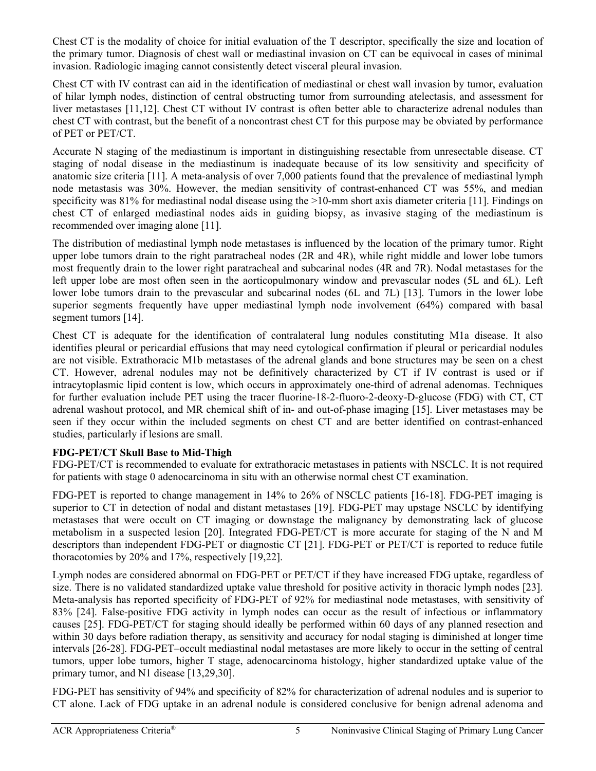Chest CT is the modality of choice for initial evaluation of the T descriptor, specifically the size and location of the primary tumor. Diagnosis of chest wall or mediastinal invasion on CT can be equivocal in cases of minimal invasion. Radiologic imaging cannot consistently detect visceral pleural invasion.

Chest CT with IV contrast can aid in the identification of mediastinal or chest wall invasion by tumor, evaluation of hilar lymph nodes, distinction of central obstructing tumor from surrounding atelectasis, and assessment for liver metastases [11,12]. Chest CT without IV contrast is often better able to characterize adrenal nodules than chest CT with contrast, but the benefit of a noncontrast chest CT for this purpose may be obviated by performance of PET or PET/CT.

Accurate N staging of the mediastinum is important in distinguishing resectable from unresectable disease. CT staging of nodal disease in the mediastinum is inadequate because of its low sensitivity and specificity of anatomic size criteria [11]. A meta-analysis of over 7,000 patients found that the prevalence of mediastinal lymph node metastasis was 30%. However, the median sensitivity of contrast-enhanced CT was 55%, and median specificity was 81% for mediastinal nodal disease using the >10-mm short axis diameter criteria [11]. Findings on chest CT of enlarged mediastinal nodes aids in guiding biopsy, as invasive staging of the mediastinum is recommended over imaging alone [11].

The distribution of mediastinal lymph node metastases is influenced by the location of the primary tumor. Right upper lobe tumors drain to the right paratracheal nodes (2R and 4R), while right middle and lower lobe tumors most frequently drain to the lower right paratracheal and subcarinal nodes (4R and 7R). Nodal metastases for the left upper lobe are most often seen in the aorticopulmonary window and prevascular nodes (5L and 6L). Left lower lobe tumors drain to the prevascular and subcarinal nodes (6L and 7L) [13]. Tumors in the lower lobe superior segments frequently have upper mediastinal lymph node involvement (64%) compared with basal segment tumors [14].

Chest CT is adequate for the identification of contralateral lung nodules constituting M1a disease. It also identifies pleural or pericardial effusions that may need cytological confirmation if pleural or pericardial nodules are not visible. Extrathoracic M1b metastases of the adrenal glands and bone structures may be seen on a chest CT. However, adrenal nodules may not be definitively characterized by CT if IV contrast is used or if intracytoplasmic lipid content is low, which occurs in approximately one-third of adrenal adenomas. Techniques for further evaluation include PET using the tracer fluorine-18-2-fluoro-2-deoxy-D-glucose (FDG) with CT, CT adrenal washout protocol, and MR chemical shift of in- and out-of-phase imaging [15]. Liver metastases may be seen if they occur within the included segments on chest CT and are better identified on contrast-enhanced studies, particularly if lesions are small.

**FDG-PET/CT Skull Base to Mid-Thigh**

FDG-PET/CT is recommended to evaluate for extrathoracic metastases in patients with NSCLC. It is not required for patients with stage 0 adenocarcinoma in situ with an otherwise normal chest CT examination.

FDG-PET is reported to change management in 14% to 26% of NSCLC patients [16-18]. FDG-PET imaging is superior to CT in detection of nodal and distant metastases [19]. FDG-PET may upstage NSCLC by identifying metastases that were occult on CT imaging or downstage the malignancy by demonstrating lack of glucose metabolism in a suspected lesion [20]. Integrated FDG-PET/CT is more accurate for staging of the N and M descriptors than independent FDG-PET or diagnostic CT [21]. FDG-PET or PET/CT is reported to reduce futile thoracotomies by 20% and 17%, respectively [19,22].

Lymph nodes are considered abnormal on FDG-PET or PET/CT if they have increased FDG uptake, regardless of size. There is no validated standardized uptake value threshold for positive activity in thoracic lymph nodes [23]. Meta-analysis has reported specificity of FDG-PET of 92% for mediastinal node metastases, with sensitivity of 83% [24]. False-positive FDG activity in lymph nodes can occur as the result of infectious or inflammatory causes [25]. FDG-PET/CT for staging should ideally be performed within 60 days of any planned resection and within 30 days before radiation therapy, as sensitivity and accuracy for nodal staging is diminished at longer time intervals [26-28]. FDG-PET–occult mediastinal nodal metastases are more likely to occur in the setting of central tumors, upper lobe tumors, higher T stage, adenocarcinoma histology, higher standardized uptake value of the primary tumor, and N1 disease [13,29,30].

FDG-PET has sensitivity of 94% and specificity of 82% for characterization of adrenal nodules and is superior to CT alone. Lack of FDG uptake in an adrenal nodule is considered conclusive for benign adrenal adenoma and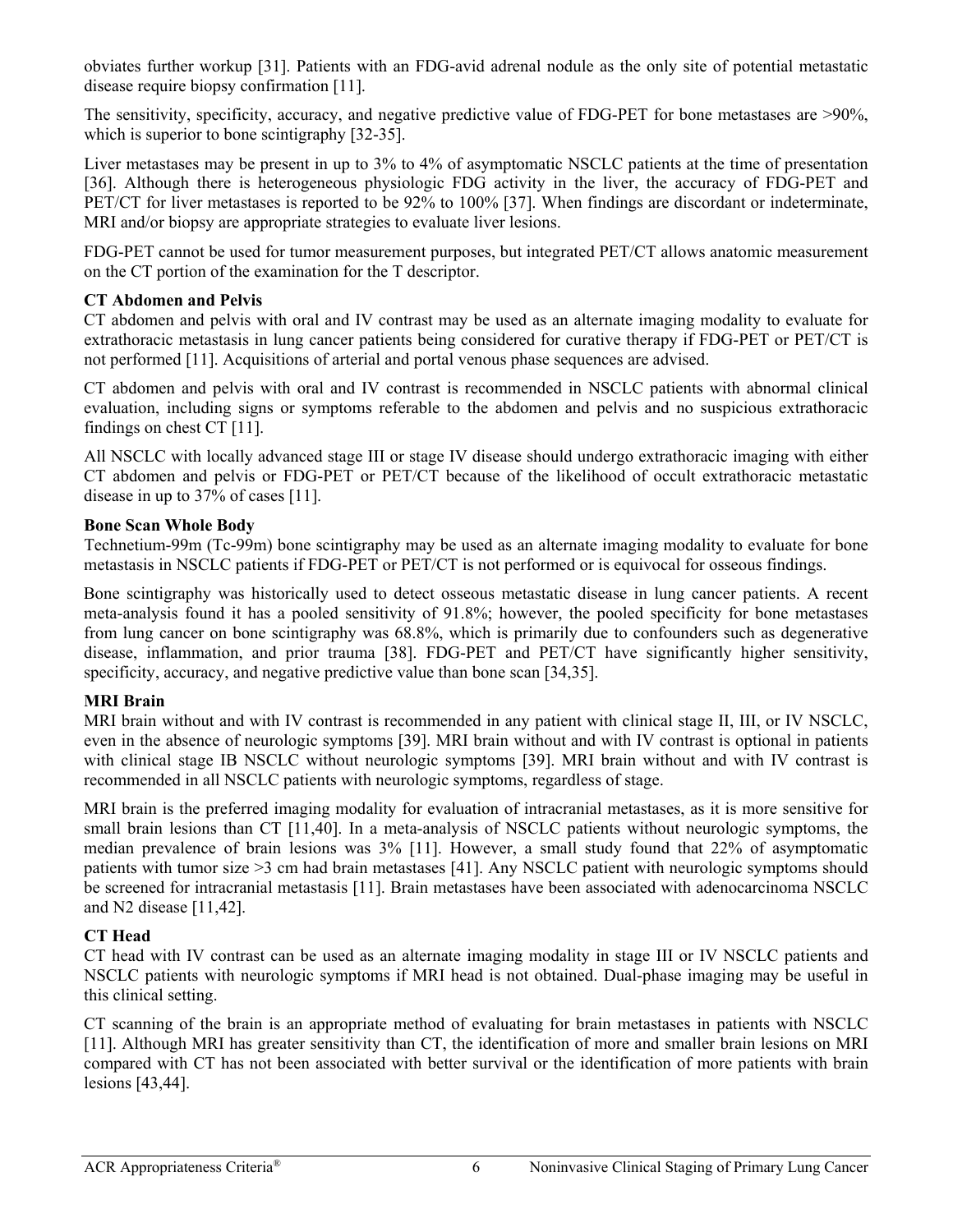obviates further workup [31]. Patients with an FDG-avid adrenal nodule as the only site of potential metastatic disease require biopsy confirmation [11].

The sensitivity, specificity, accuracy, and negative predictive value of FDG-PET for bone metastases are >90%, which is superior to bone scintigraphy [32-35].

Liver metastases may be present in up to 3% to 4% of asymptomatic NSCLC patients at the time of presentation [36]. Although there is heterogeneous physiologic FDG activity in the liver, the accuracy of FDG-PET and PET/CT for liver metastases is reported to be 92% to 100% [37]. When findings are discordant or indeterminate, MRI and/or biopsy are appropriate strategies to evaluate liver lesions.

FDG-PET cannot be used for tumor measurement purposes, but integrated PET/CT allows anatomic measurement on the CT portion of the examination for the T descriptor.

**CT Abdomen and Pelvis**

CT abdomen and pelvis with oral and IV contrast may be used as an alternate imaging modality to evaluate for extrathoracic metastasis in lung cancer patients being considered for curative therapy if FDG-PET or PET/CT is not performed [11]. Acquisitions of arterial and portal venous phase sequences are advised.

CT abdomen and pelvis with oral and IV contrast is recommended in NSCLC patients with abnormal clinical evaluation, including signs or symptoms referable to the abdomen and pelvis and no suspicious extrathoracic findings on chest CT [11].

All NSCLC with locally advanced stage III or stage IV disease should undergo extrathoracic imaging with either CT abdomen and pelvis or FDG-PET or PET/CT because of the likelihood of occult extrathoracic metastatic disease in up to 37% of cases [11].

**Bone Scan Whole Body**

Technetium-99m (Tc-99m) bone scintigraphy may be used as an alternate imaging modality to evaluate for bone metastasis in NSCLC patients if FDG-PET or PET/CT is not performed or is equivocal for osseous findings.

Bone scintigraphy was historically used to detect osseous metastatic disease in lung cancer patients. A recent meta-analysis found it has a pooled sensitivity of 91.8%; however, the pooled specificity for bone metastases from lung cancer on bone scintigraphy was 68.8%, which is primarily due to confounders such as degenerative disease, inflammation, and prior trauma [38]. FDG-PET and PET/CT have significantly higher sensitivity, specificity, accuracy, and negative predictive value than bone scan [34,35].

**MRI Brain**

MRI brain without and with IV contrast is recommended in any patient with clinical stage II, III, or IV NSCLC, even in the absence of neurologic symptoms [39]. MRI brain without and with IV contrast is optional in patients with clinical stage IB NSCLC without neurologic symptoms [39]. MRI brain without and with IV contrast is recommended in all NSCLC patients with neurologic symptoms, regardless of stage.

MRI brain is the preferred imaging modality for evaluation of intracranial metastases, as it is more sensitive for small brain lesions than CT [11,40]. In a meta-analysis of NSCLC patients without neurologic symptoms, the median prevalence of brain lesions was 3% [11]. However, a small study found that 22% of asymptomatic patients with tumor size >3 cm had brain metastases [41]. Any NSCLC patient with neurologic symptoms should be screened for intracranial metastasis [11]. Brain metastases have been associated with adenocarcinoma NSCLC and N2 disease [11,42].

**CT Head**

CT head with IV contrast can be used as an alternate imaging modality in stage III or IV NSCLC patients and NSCLC patients with neurologic symptoms if MRI head is not obtained. Dual-phase imaging may be useful in this clinical setting.

CT scanning of the brain is an appropriate method of evaluating for brain metastases in patients with NSCLC [11]. Although MRI has greater sensitivity than CT, the identification of more and smaller brain lesions on MRI compared with CT has not been associated with better survival or the identification of more patients with brain lesions [43,44].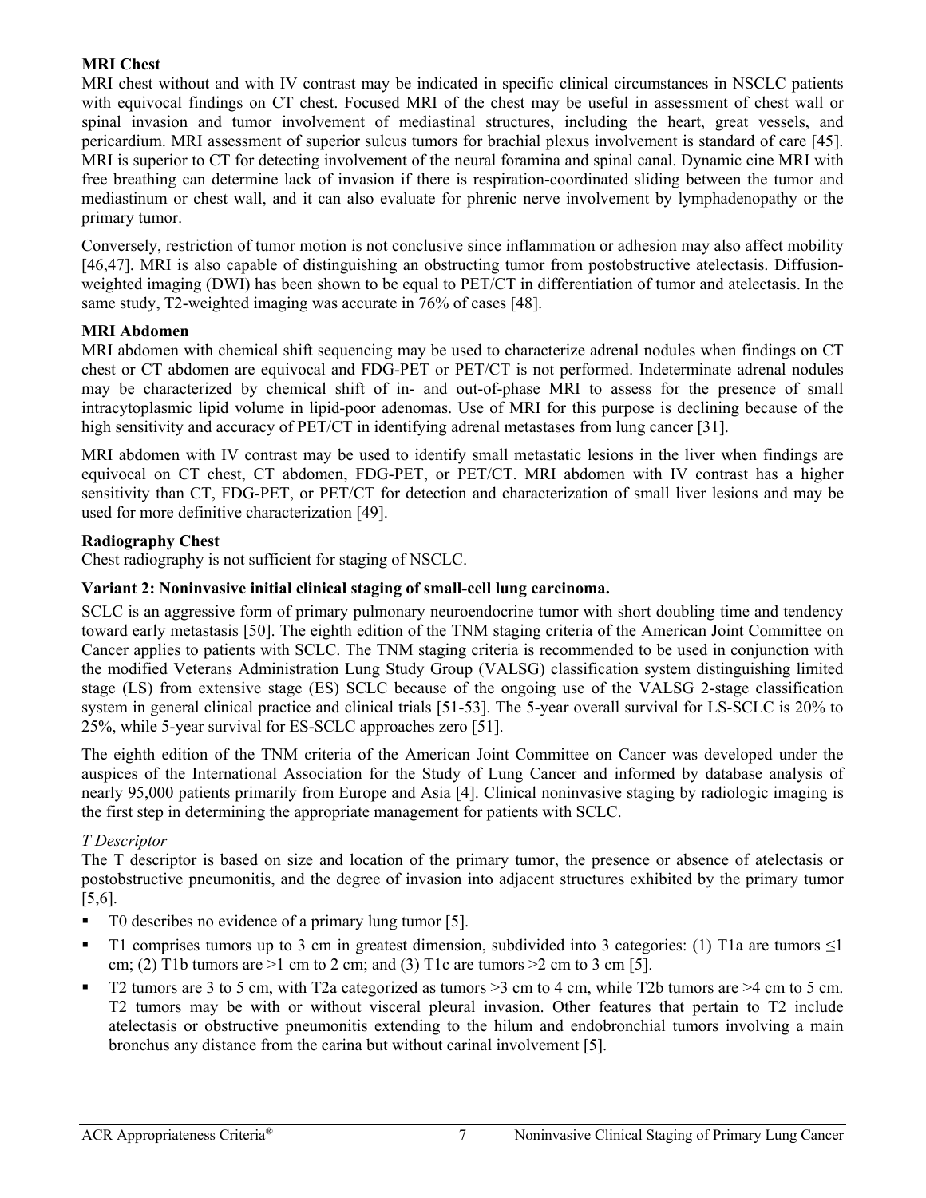**MRI Chest**

MRI chest without and with IV contrast may be indicated in specific clinical circumstances in NSCLC patients with equivocal findings on CT chest. Focused MRI of the chest may be useful in assessment of chest wall or spinal invasion and tumor involvement of mediastinal structures, including the heart, great vessels, and pericardium. MRI assessment of superior sulcus tumors for brachial plexus involvement is standard of care [45]. MRI is superior to CT for detecting involvement of the neural foramina and spinal canal. Dynamic cine MRI with free breathing can determine lack of invasion if there is respiration-coordinated sliding between the tumor and mediastinum or chest wall, and it can also evaluate for phrenic nerve involvement by lymphadenopathy or the primary tumor.

Conversely, restriction of tumor motion is not conclusive since inflammation or adhesion may also affect mobility [46,47]. MRI is also capable of distinguishing an obstructing tumor from postobstructive atelectasis. Diffusion-weighted imaging (DWI) has been shown to be equal to PET/CT in differentiation of tumor and atelectasis. In the same study, T2-weighted imaging was accurate in 76% of cases [48].

**MRI Abdomen**

MRI abdomen with chemical shift sequencing may be used to characterize adrenal nodules when findings on CT chest or CT abdomen are equivocal and FDG-PET or PET/CT is not performed. Indeterminate adrenal nodules may be characterized by chemical shift of in- and out-of-phase MRI to assess for the presence of small intracytoplasmic lipid volume in lipid-poor adenomas. Use of MRI for this purpose is declining because of the high sensitivity and accuracy of PET/CT in identifying adrenal metastases from lung cancer [31].

MRI abdomen with IV contrast may be used to identify small metastatic lesions in the liver when findings are equivocal on CT chest, CT abdomen, FDG-PET, or PET/CT. MRI abdomen with IV contrast has a higher sensitivity than CT, FDG-PET, or PET/CT for detection and characterization of small liver lesions and may be used for more definitive characterization [49].

**Radiography Chest**

Chest radiography is not sufficient for staging of NSCLC.

**Variant 2: Noninvasive initial clinical staging of small-cell lung carcinoma.**

SCLC is an aggressive form of primary pulmonary neuroendocrine tumor with short doubling time and tendency toward early metastasis [50]. The eighth edition of the TNM staging criteria of the American Joint Committee on Cancer applies to patients with SCLC. The TNM staging criteria is recommended to be used in conjunction with the modified Veterans Administration Lung Study Group (VALSG) classification system distinguishing limited stage (LS) from extensive stage (ES) SCLC because of the ongoing use of the VALSG 2-stage classification system in general clinical practice and clinical trials [51-53]. The 5-year overall survival for LS-SCLC is 20% to 25%, while 5-year survival for ES-SCLC approaches zero [51].

The eighth edition of the TNM criteria of the American Joint Committee on Cancer was developed under the auspices of the International Association for the Study of Lung Cancer and informed by database analysis of nearly 95,000 patients primarily from Europe and Asia [4]. Clinical noninvasive staging by radiologic imaging is the first step in determining the appropriate management for patients with SCLC.

*T Descriptor*

The T descriptor is based on size and location of the primary tumor, the presence or absence of atelectasis or postobstructive pneumonitis, and the degree of invasion into adjacent structures exhibited by the primary tumor [5,6].

- T0 describes no evidence of a primary lung tumor [5].
- T1 comprises tumors up to 3 cm in greatest dimension, subdivided into 3 categories: (1) T1a are tumors ≤1 cm; (2) T1b tumors are >1 cm to 2 cm; and (3) T1c are tumors >2 cm to 3 cm [5].
- T2 tumors are 3 to 5 cm, with T2a categorized as tumors >3 cm to 4 cm, while T2b tumors are >4 cm to 5 cm. T2 tumors may be with or without visceral pleural invasion. Other features that pertain to T2 include atelectasis or obstructive pneumonitis extending to the hilum and endobronchial tumors involving a main bronchus any distance from the carina but without carinal involvement [5].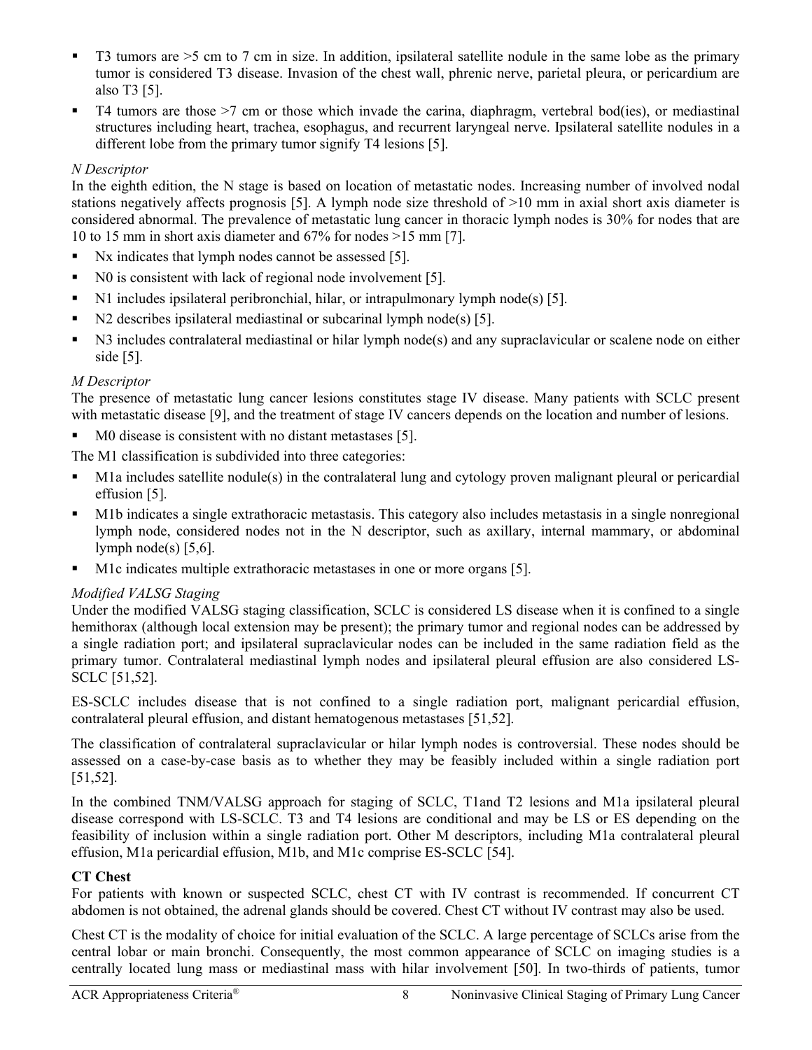- T3 tumors are >5 cm to 7 cm in size. In addition, ipsilateral satellite nodule in the same lobe as the primary tumor is considered T3 disease. Invasion of the chest wall, phrenic nerve, parietal pleura, or pericardium are also T3 [5].
- T4 tumors are those >7 cm or those which invade the carina, diaphragm, vertebral bod(ies), or mediastinal structures including heart, trachea, esophagus, and recurrent laryngeal nerve. Ipsilateral satellite nodules in a different lobe from the primary tumor signify T4 lesions [5].

*N Descriptor*

In the eighth edition, the N stage is based on location of metastatic nodes. Increasing number of involved nodal stations negatively affects prognosis [5]. A lymph node size threshold of >10 mm in axial short axis diameter is considered abnormal. The prevalence of metastatic lung cancer in thoracic lymph nodes is 30% for nodes that are 10 to 15 mm in short axis diameter and 67% for nodes >15 mm [7].

- Nx indicates that lymph nodes cannot be assessed [5].
- N0 is consistent with lack of regional node involvement [5].
- N1 includes ipsilateral peribronchial, hilar, or intrapulmonary lymph node(s) [5].
- N2 describes ipsilateral mediastinal or subcarinal lymph node(s) [5].
- N3 includes contralateral mediastinal or hilar lymph node(s) and any supraclavicular or scalene node on either side [5].

*M Descriptor*

The presence of metastatic lung cancer lesions constitutes stage IV disease. Many patients with SCLC present with metastatic disease [9], and the treatment of stage IV cancers depends on the location and number of lesions.

- M0 disease is consistent with no distant metastases [5].

The M1 classification is subdivided into three categories:

- M1a includes satellite nodule(s) in the contralateral lung and cytology proven malignant pleural or pericardial effusion [5].
- M1b indicates a single extrathoracic metastasis. This category also includes metastasis in a single nonregional lymph node, considered nodes not in the N descriptor, such as axillary, internal mammary, or abdominal lymph node(s) [5,6].
- M1c indicates multiple extrathoracic metastases in one or more organs [5].

*Modified VALSG Staging*

Under the modified VALSG staging classification, SCLC is considered LS disease when it is confined to a single hemithorax (although local extension may be present); the primary tumor and regional nodes can be addressed by a single radiation port; and ipsilateral supraclavicular nodes can be included in the same radiation field as the primary tumor. Contralateral mediastinal lymph nodes and ipsilateral pleural effusion are also considered LS-SCLC [51,52].

ES-SCLC includes disease that is not confined to a single radiation port, malignant pericardial effusion, contralateral pleural effusion, and distant hematogenous metastases [51,52].

The classification of contralateral supraclavicular or hilar lymph nodes is controversial. These nodes should be assessed on a case-by-case basis as to whether they may be feasibly included within a single radiation port [51,52].

In the combined TNM/VALSG approach for staging of SCLC, T1and T2 lesions and M1a ipsilateral pleural disease correspond with LS-SCLC. T3 and T4 lesions are conditional and may be LS or ES depending on the feasibility of inclusion within a single radiation port. Other M descriptors, including M1a contralateral pleural effusion, M1a pericardial effusion, M1b, and M1c comprise ES-SCLC [54].

**CT Chest**

For patients with known or suspected SCLC, chest CT with IV contrast is recommended. If concurrent CT abdomen is not obtained, the adrenal glands should be covered. Chest CT without IV contrast may also be used.

Chest CT is the modality of choice for initial evaluation of the SCLC. A large percentage of SCLCs arise from the central lobar or main bronchi. Consequently, the most common appearance of SCLC on imaging studies is a centrally located lung mass or mediastinal mass with hilar involvement [50]. In two-thirds of patients, tumor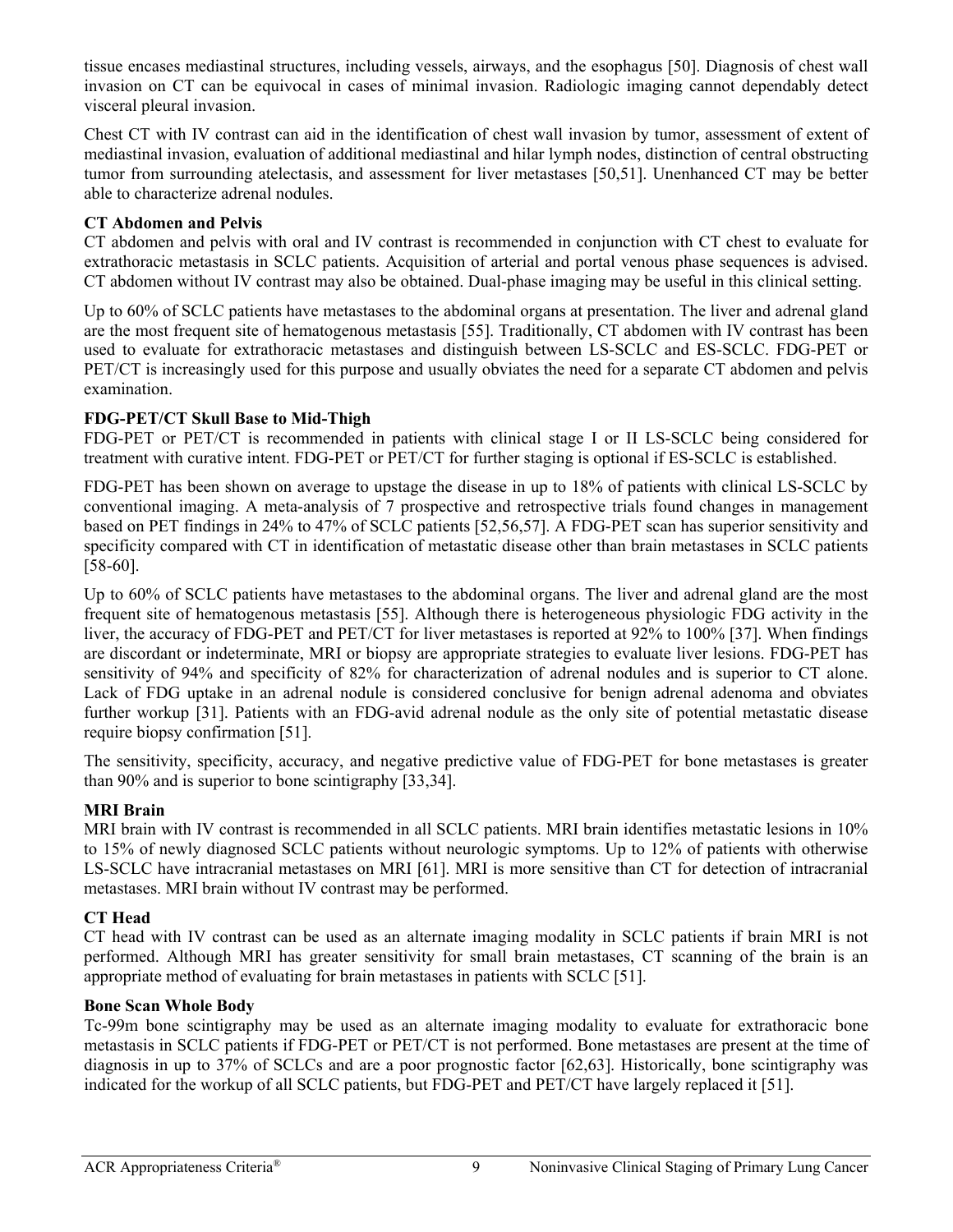tissue encases mediastinal structures, including vessels, airways, and the esophagus [50]. Diagnosis of chest wall invasion on CT can be equivocal in cases of minimal invasion. Radiologic imaging cannot dependably detect visceral pleural invasion.

Chest CT with IV contrast can aid in the identification of chest wall invasion by tumor, assessment of extent of mediastinal invasion, evaluation of additional mediastinal and hilar lymph nodes, distinction of central obstructing tumor from surrounding atelectasis, and assessment for liver metastases [50,51]. Unenhanced CT may be better able to characterize adrenal nodules.

**CT Abdomen and Pelvis**

CT abdomen and pelvis with oral and IV contrast is recommended in conjunction with CT chest to evaluate for extrathoracic metastasis in SCLC patients. Acquisition of arterial and portal venous phase sequences is advised. CT abdomen without IV contrast may also be obtained. Dual-phase imaging may be useful in this clinical setting.

Up to 60% of SCLC patients have metastases to the abdominal organs at presentation. The liver and adrenal gland are the most frequent site of hematogenous metastasis [55]. Traditionally, CT abdomen with IV contrast has been used to evaluate for extrathoracic metastases and distinguish between LS-SCLC and ES-SCLC. FDG-PET or PET/CT is increasingly used for this purpose and usually obviates the need for a separate CT abdomen and pelvis examination.

**FDG-PET/CT Skull Base to Mid-Thigh**

FDG-PET or PET/CT is recommended in patients with clinical stage I or II LS-SCLC being considered for treatment with curative intent. FDG-PET or PET/CT for further staging is optional if ES-SCLC is established.

FDG-PET has been shown on average to upstage the disease in up to 18% of patients with clinical LS-SCLC by conventional imaging. A meta-analysis of 7 prospective and retrospective trials found changes in management based on PET findings in 24% to 47% of SCLC patients [52,56,57]. A FDG-PET scan has superior sensitivity and specificity compared with CT in identification of metastatic disease other than brain metastases in SCLC patients [58-60].

Up to 60% of SCLC patients have metastases to the abdominal organs. The liver and adrenal gland are the most frequent site of hematogenous metastasis [55]. Although there is heterogeneous physiologic FDG activity in the liver, the accuracy of FDG-PET and PET/CT for liver metastases is reported at 92% to 100% [37]. When findings are discordant or indeterminate, MRI or biopsy are appropriate strategies to evaluate liver lesions. FDG-PET has sensitivity of 94% and specificity of 82% for characterization of adrenal nodules and is superior to CT alone. Lack of FDG uptake in an adrenal nodule is considered conclusive for benign adrenal adenoma and obviates further workup [31]. Patients with an FDG-avid adrenal nodule as the only site of potential metastatic disease require biopsy confirmation [51].

The sensitivity, specificity, accuracy, and negative predictive value of FDG-PET for bone metastases is greater than 90% and is superior to bone scintigraphy [33,34].

**MRI Brain**

MRI brain with IV contrast is recommended in all SCLC patients. MRI brain identifies metastatic lesions in 10% to 15% of newly diagnosed SCLC patients without neurologic symptoms. Up to 12% of patients with otherwise LS-SCLC have intracranial metastases on MRI [61]. MRI is more sensitive than CT for detection of intracranial metastases. MRI brain without IV contrast may be performed.

**CT Head**

CT head with IV contrast can be used as an alternate imaging modality in SCLC patients if brain MRI is not performed. Although MRI has greater sensitivity for small brain metastases, CT scanning of the brain is an appropriate method of evaluating for brain metastases in patients with SCLC [51].

**Bone Scan Whole Body**

Tc-99m bone scintigraphy may be used as an alternate imaging modality to evaluate for extrathoracic bone metastasis in SCLC patients if FDG-PET or PET/CT is not performed. Bone metastases are present at the time of diagnosis in up to 37% of SCLCs and are a poor prognostic factor [62,63]. Historically, bone scintigraphy was indicated for the workup of all SCLC patients, but FDG-PET and PET/CT have largely replaced it [51].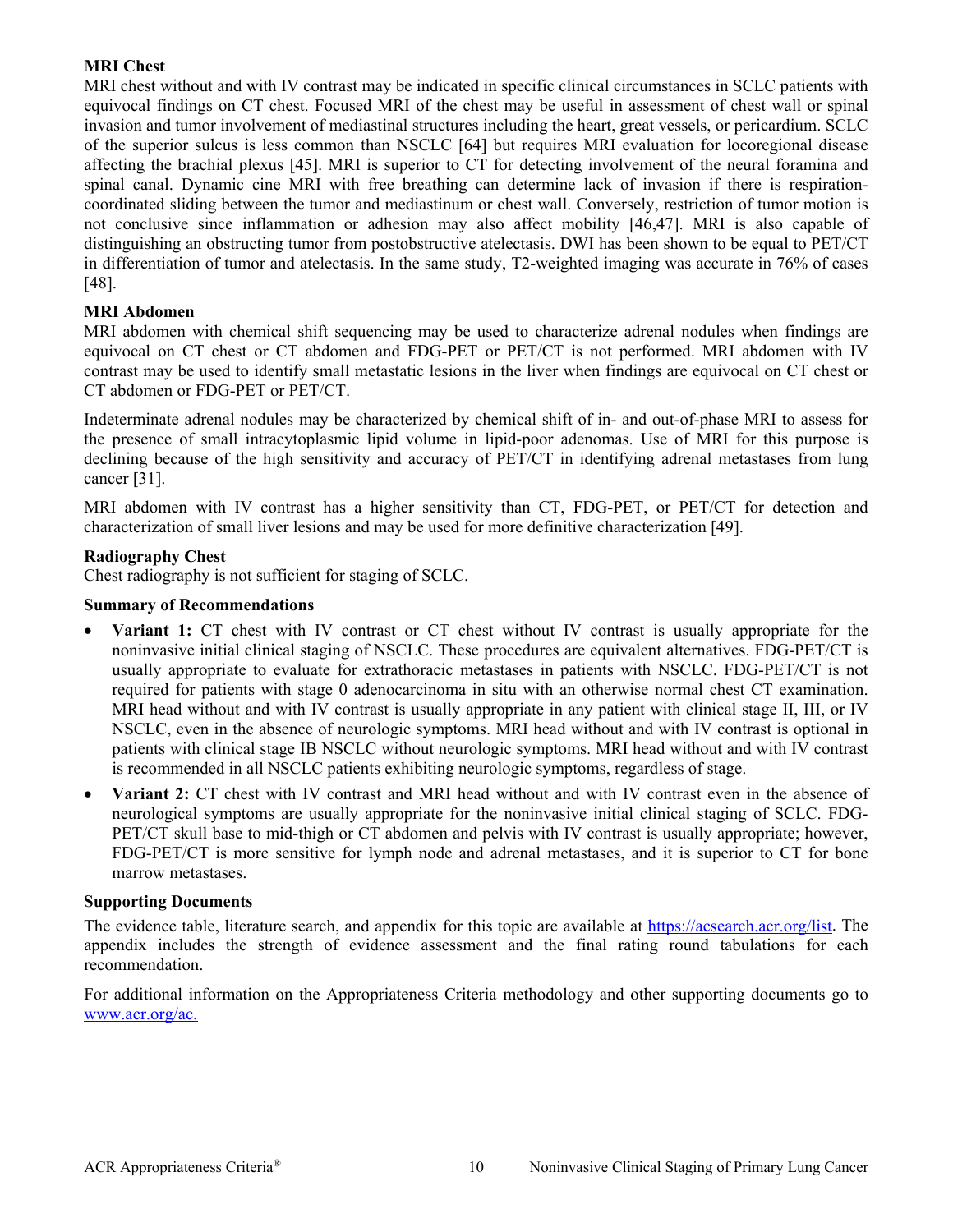### MRI Chest

MRI chest without and with IV contrast may be indicated in specific clinical circumstances in SCLC patients with equivocal findings on CT chest. Focused MRI of the chest may be useful in assessment of chest wall or spinal invasion and tumor involvement of mediastinal structures including the heart, great vessels, or pericardium. SCLC of the superior sulcus is less common than NSCLC [64] but requires MRI evaluation for locoregional disease affecting the brachial plexus [45]. MRI is superior to CT for detecting involvement of the neural foramina and spinal canal. Dynamic cine MRI with free breathing can determine lack of invasion if there is respiration-coordinated sliding between the tumor and mediastinum or chest wall. Conversely, restriction of tumor motion is not conclusive since inflammation or adhesion may also affect mobility [46,47]. MRI is also capable of distinguishing an obstructing tumor from postobstructive atelectasis. DWI has been shown to be equal to PET/CT in differentiation of tumor and atelectasis. In the same study, T2-weighted imaging was accurate in 76% of cases [48].

### MRI Abdomen

MRI abdomen with chemical shift sequencing may be used to characterize adrenal nodules when findings are equivocal on CT chest or CT abdomen and FDG-PET or PET/CT is not performed. MRI abdomen with IV contrast may be used to identify small metastatic lesions in the liver when findings are equivocal on CT chest or CT abdomen or FDG-PET or PET/CT.

Indeterminate adrenal nodules may be characterized by chemical shift of in- and out-of-phase MRI to assess for the presence of small intracytoplasmic lipid volume in lipid-poor adenomas. Use of MRI for this purpose is declining because of the high sensitivity and accuracy of PET/CT in identifying adrenal metastases from lung cancer [31].

MRI abdomen with IV contrast has a higher sensitivity than CT, FDG-PET, or PET/CT for detection and characterization of small liver lesions and may be used for more definitive characterization [49].

### Radiography Chest

Chest radiography is not sufficient for staging of SCLC.

### Summary of Recommendations

- **Variant 1:** CT chest with IV contrast or CT chest without IV contrast is usually appropriate for the noninvasive initial clinical staging of NSCLC. These procedures are equivalent alternatives. FDG-PET/CT is usually appropriate to evaluate for extrathoracic metastases in patients with NSCLC. FDG-PET/CT is not required for patients with stage 0 adenocarcinoma in situ with an otherwise normal chest CT examination. MRI head without and with IV contrast is usually appropriate in any patient with clinical stage II, III, or IV NSCLC, even in the absence of neurologic symptoms. MRI head without and with IV contrast is optional in patients with clinical stage IB NSCLC without neurologic symptoms. MRI head without and with IV contrast is recommended in all NSCLC patients exhibiting neurologic symptoms, regardless of stage.
- **Variant 2:** CT chest with IV contrast and MRI head without and with IV contrast even in the absence of neurological symptoms are usually appropriate for the noninvasive initial clinical staging of SCLC. FDG-PET/CT skull base to mid-thigh or CT abdomen and pelvis with IV contrast is usually appropriate; however, FDG-PET/CT is more sensitive for lymph node and adrenal metastases, and it is superior to CT for bone marrow metastases.

### Supporting Documents

The evidence table, literature search, and appendix for this topic are available at https://acsearch.acr.org/list. The appendix includes the strength of evidence assessment and the final rating round tabulations for each recommendation.

For additional information on the Appropriateness Criteria methodology and other supporting documents go to www.acr.org/ac.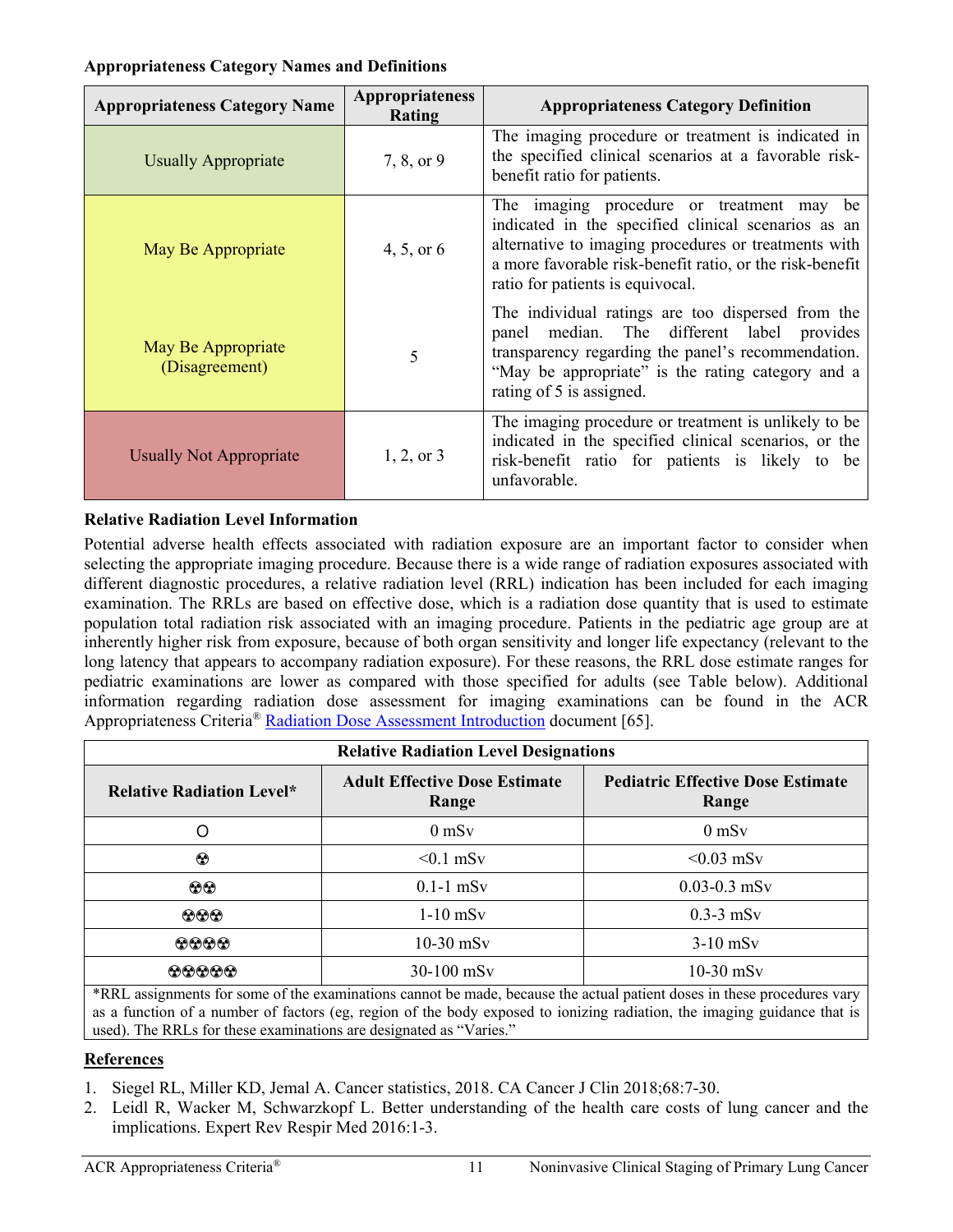**Appropriateness Category Names and Definitions**

| Appropriateness Category Name | Appropriateness Rating | Appropriateness Category Definition |
|---|---|---|
| Usually Appropriate | 7, 8, or 9 | The imaging procedure or treatment is indicated in the specified clinical scenarios at a favorable risk-benefit ratio for patients. |
| May Be Appropriate | 4, 5, or 6 | The imaging procedure or treatment may be indicated in the specified clinical scenarios as an alternative to imaging procedures or treatments with a more favorable risk-benefit ratio, or the risk-benefit ratio for patients is equivocal. |
| May Be Appropriate (Disagreement) | 5 | The individual ratings are too dispersed from the panel median. The different label provides transparency regarding the panel's recommendation. "May be appropriate" is the rating category and a rating of 5 is assigned. |
| Usually Not Appropriate | 1, 2, or 3 | The imaging procedure or treatment is unlikely to be indicated in the specified clinical scenarios, or the risk-benefit ratio for patients is likely to be unfavorable. |

**Relative Radiation Level Information**

Potential adverse health effects associated with radiation exposure are an important factor to consider when selecting the appropriate imaging procedure. Because there is a wide range of radiation exposures associated with different diagnostic procedures, a relative radiation level (RRL) indication has been included for each imaging examination. The RRLs are based on effective dose, which is a radiation dose quantity that is used to estimate population total radiation risk associated with an imaging procedure. Patients in the pediatric age group are at inherently higher risk from exposure, because of both organ sensitivity and longer life expectancy (relevant to the long latency that appears to accompany radiation exposure). For these reasons, the RRL dose estimate ranges for pediatric examinations are lower as compared with those specified for adults (see Table below). Additional information regarding radiation dose assessment for imaging examinations can be found in the ACR Appropriateness Criteria® Radiation Dose Assessment Introduction document [65].

| Relative Radiation Level Designations | | |
|---|---|---|
| **Relative Radiation Level*** | **Adult Effective Dose Estimate Range** | **Pediatric Effective Dose Estimate Range** |
| O | 0 mSv | 0 mSv |
| ☢ | <0.1 mSv | <0.03 mSv |
| ☢☢ | 0.1-1 mSv | 0.03-0.3 mSv |
| ☢☢☢ | 1-10 mSv | 0.3-3 mSv |
| ☢☢☢☢ | 10-30 mSv | 3-10 mSv |
| ☢☢☢☢☢ | 30-100 mSv | 10-30 mSv |

*RRL assignments for some of the examinations cannot be made, because the actual patient doses in these procedures vary as a function of a number of factors (eg, region of the body exposed to ionizing radiation, the imaging guidance that is used). The RRLs for these examinations are designated as "Varies."

**References**

1. Siegel RL, Miller KD, Jemal A. Cancer statistics, 2018. CA Cancer J Clin 2018;68:7-30.
2. Leidl R, Wacker M, Schwarzkopf L. Better understanding of the health care costs of lung cancer and the implications. Expert Rev Respir Med 2016:1-3.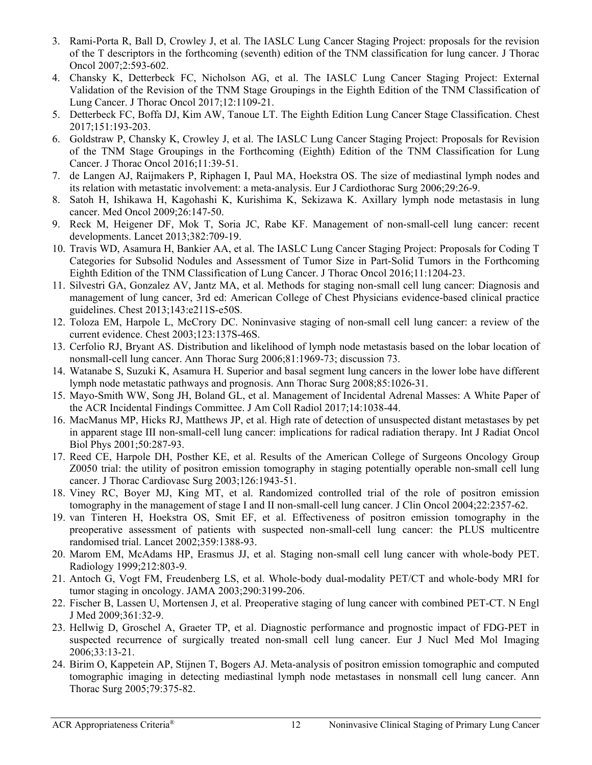3. Rami-Porta R, Ball D, Crowley J, et al. The IASLC Lung Cancer Staging Project: proposals for the revision of the T descriptors in the forthcoming (seventh) edition of the TNM classification for lung cancer. J Thorac Oncol 2007;2:593-602.
4. Chansky K, Detterbeck FC, Nicholson AG, et al. The IASLC Lung Cancer Staging Project: External Validation of the Revision of the TNM Stage Groupings in the Eighth Edition of the TNM Classification of Lung Cancer. J Thorac Oncol 2017;12:1109-21.
5. Detterbeck FC, Boffa DJ, Kim AW, Tanoue LT. The Eighth Edition Lung Cancer Stage Classification. Chest 2017;151:193-203.
6. Goldstraw P, Chansky K, Crowley J, et al. The IASLC Lung Cancer Staging Project: Proposals for Revision of the TNM Stage Groupings in the Forthcoming (Eighth) Edition of the TNM Classification for Lung Cancer. J Thorac Oncol 2016;11:39-51.
7. de Langen AJ, Raijmakers P, Riphagen I, Paul MA, Hoekstra OS. The size of mediastinal lymph nodes and its relation with metastatic involvement: a meta-analysis. Eur J Cardiothorac Surg 2006;29:26-9.
8. Satoh H, Ishikawa H, Kagohashi K, Kurishima K, Sekizawa K. Axillary lymph node metastasis in lung cancer. Med Oncol 2009;26:147-50.
9. Reck M, Heigener DF, Mok T, Soria JC, Rabe KF. Management of non-small-cell lung cancer: recent developments. Lancet 2013;382:709-19.
10. Travis WD, Asamura H, Bankier AA, et al. The IASLC Lung Cancer Staging Project: Proposals for Coding T Categories for Subsolid Nodules and Assessment of Tumor Size in Part-Solid Tumors in the Forthcoming Eighth Edition of the TNM Classification of Lung Cancer. J Thorac Oncol 2016;11:1204-23.
11. Silvestri GA, Gonzalez AV, Jantz MA, et al. Methods for staging non-small cell lung cancer: Diagnosis and management of lung cancer, 3rd ed: American College of Chest Physicians evidence-based clinical practice guidelines. Chest 2013;143:e211S-e50S.
12. Toloza EM, Harpole L, McCrory DC. Noninvasive staging of non-small cell lung cancer: a review of the current evidence. Chest 2003;123:137S-46S.
13. Cerfolio RJ, Bryant AS. Distribution and likelihood of lymph node metastasis based on the lobar location of nonsmall-cell lung cancer. Ann Thorac Surg 2006;81:1969-73; discussion 73.
14. Watanabe S, Suzuki K, Asamura H. Superior and basal segment lung cancers in the lower lobe have different lymph node metastatic pathways and prognosis. Ann Thorac Surg 2008;85:1026-31.
15. Mayo-Smith WW, Song JH, Boland GL, et al. Management of Incidental Adrenal Masses: A White Paper of the ACR Incidental Findings Committee. J Am Coll Radiol 2017;14:1038-44.
16. MacManus MP, Hicks RJ, Matthews JP, et al. High rate of detection of unsuspected distant metastases by pet in apparent stage III non-small-cell lung cancer: implications for radical radiation therapy. Int J Radiat Oncol Biol Phys 2001;50:287-93.
17. Reed CE, Harpole DH, Posther KE, et al. Results of the American College of Surgeons Oncology Group Z0050 trial: the utility of positron emission tomography in staging potentially operable non-small cell lung cancer. J Thorac Cardiovasc Surg 2003;126:1943-51.
18. Viney RC, Boyer MJ, King MT, et al. Randomized controlled trial of the role of positron emission tomography in the management of stage I and II non-small-cell lung cancer. J Clin Oncol 2004;22:2357-62.
19. van Tinteren H, Hoekstra OS, Smit EF, et al. Effectiveness of positron emission tomography in the preoperative assessment of patients with suspected non-small-cell lung cancer: the PLUS multicentre randomised trial. Lancet 2002;359:1388-93.
20. Marom EM, McAdams HP, Erasmus JJ, et al. Staging non-small cell lung cancer with whole-body PET. Radiology 1999;212:803-9.
21. Antoch G, Vogt FM, Freudenberg LS, et al. Whole-body dual-modality PET/CT and whole-body MRI for tumor staging in oncology. JAMA 2003;290:3199-206.
22. Fischer B, Lassen U, Mortensen J, et al. Preoperative staging of lung cancer with combined PET-CT. N Engl J Med 2009;361:32-9.
23. Hellwig D, Groschel A, Graeter TP, et al. Diagnostic performance and prognostic impact of FDG-PET in suspected recurrence of surgically treated non-small cell lung cancer. Eur J Nucl Med Mol Imaging 2006;33:13-21.
24. Birim O, Kappetein AP, Stijnen T, Bogers AJ. Meta-analysis of positron emission tomographic and computed tomographic imaging in detecting mediastinal lymph node metastases in nonsmall cell lung cancer. Ann Thorac Surg 2005;79:375-82.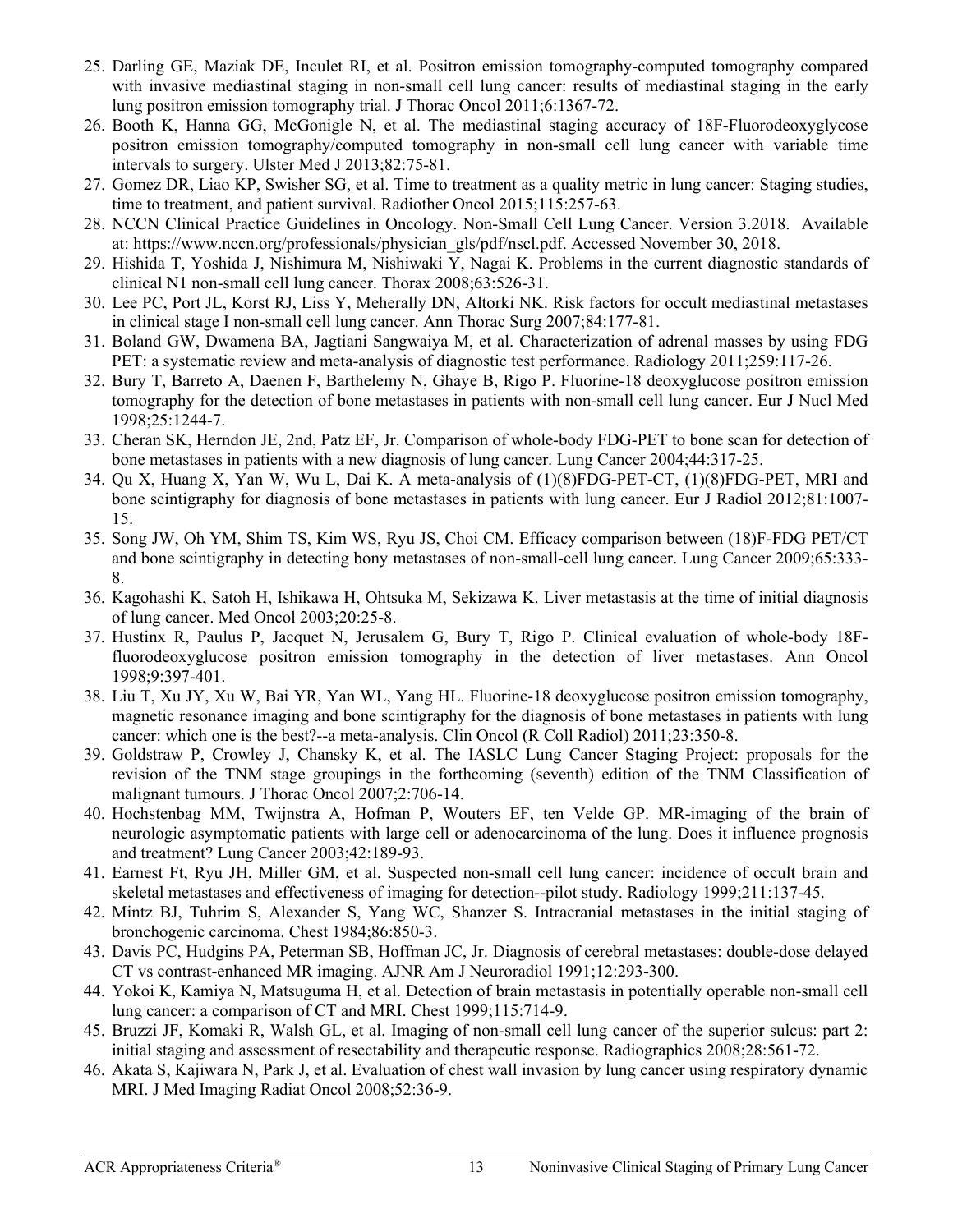25. Darling GE, Maziak DE, Inculet RI, et al. Positron emission tomography-computed tomography compared with invasive mediastinal staging in non-small cell lung cancer: results of mediastinal staging in the early lung positron emission tomography trial. J Thorac Oncol 2011;6:1367-72.
26. Booth K, Hanna GG, McGonigle N, et al. The mediastinal staging accuracy of 18F-Fluorodeoxyglycose positron emission tomography/computed tomography in non-small cell lung cancer with variable time intervals to surgery. Ulster Med J 2013;82:75-81.
27. Gomez DR, Liao KP, Swisher SG, et al. Time to treatment as a quality metric in lung cancer: Staging studies, time to treatment, and patient survival. Radiother Oncol 2015;115:257-63.
28. NCCN Clinical Practice Guidelines in Oncology. Non-Small Cell Lung Cancer. Version 3.2018. Available at: https://www.nccn.org/professionals/physician_gls/pdf/nscl.pdf. Accessed November 30, 2018.
29. Hishida T, Yoshida J, Nishimura M, Nishiwaki Y, Nagai K. Problems in the current diagnostic standards of clinical N1 non-small cell lung cancer. Thorax 2008;63:526-31.
30. Lee PC, Port JL, Korst RJ, Liss Y, Meherally DN, Altorki NK. Risk factors for occult mediastinal metastases in clinical stage I non-small cell lung cancer. Ann Thorac Surg 2007;84:177-81.
31. Boland GW, Dwamena BA, Jagtiani Sangwaiya M, et al. Characterization of adrenal masses by using FDG PET: a systematic review and meta-analysis of diagnostic test performance. Radiology 2011;259:117-26.
32. Bury T, Barreto A, Daenen F, Barthelemy N, Ghaye B, Rigo P. Fluorine-18 deoxyglucose positron emission tomography for the detection of bone metastases in patients with non-small cell lung cancer. Eur J Nucl Med 1998;25:1244-7.
33. Cheran SK, Herndon JE, 2nd, Patz EF, Jr. Comparison of whole-body FDG-PET to bone scan for detection of bone metastases in patients with a new diagnosis of lung cancer. Lung Cancer 2004;44:317-25.
34. Qu X, Huang X, Yan W, Wu L, Dai K. A meta-analysis of (1)(8)FDG-PET-CT, (1)(8)FDG-PET, MRI and bone scintigraphy for diagnosis of bone metastases in patients with lung cancer. Eur J Radiol 2012;81:1007-15.
35. Song JW, Oh YM, Shim TS, Kim WS, Ryu JS, Choi CM. Efficacy comparison between (18)F-FDG PET/CT and bone scintigraphy in detecting bony metastases of non-small-cell lung cancer. Lung Cancer 2009;65:333-8.
36. Kagohashi K, Satoh H, Ishikawa H, Ohtsuka M, Sekizawa K. Liver metastasis at the time of initial diagnosis of lung cancer. Med Oncol 2003;20:25-8.
37. Hustinx R, Paulus P, Jacquet N, Jerusalem G, Bury T, Rigo P. Clinical evaluation of whole-body 18F-fluorodeoxyglucose positron emission tomography in the detection of liver metastases. Ann Oncol 1998;9:397-401.
38. Liu T, Xu JY, Xu W, Bai YR, Yan WL, Yang HL. Fluorine-18 deoxyglucose positron emission tomography, magnetic resonance imaging and bone scintigraphy for the diagnosis of bone metastases in patients with lung cancer: which one is the best?--a meta-analysis. Clin Oncol (R Coll Radiol) 2011;23:350-8.
39. Goldstraw P, Crowley J, Chansky K, et al. The IASLC Lung Cancer Staging Project: proposals for the revision of the TNM stage groupings in the forthcoming (seventh) edition of the TNM Classification of malignant tumours. J Thorac Oncol 2007;2:706-14.
40. Hochstenbag MM, Twijnstra A, Hofman P, Wouters EF, ten Velde GP. MR-imaging of the brain of neurologic asymptomatic patients with large cell or adenocarcinoma of the lung. Does it influence prognosis and treatment? Lung Cancer 2003;42:189-93.
41. Earnest Ft, Ryu JH, Miller GM, et al. Suspected non-small cell lung cancer: incidence of occult brain and skeletal metastases and effectiveness of imaging for detection--pilot study. Radiology 1999;211:137-45.
42. Mintz BJ, Tuhrim S, Alexander S, Yang WC, Shanzer S. Intracranial metastases in the initial staging of bronchogenic carcinoma. Chest 1984;86:850-3.
43. Davis PC, Hudgins PA, Peterman SB, Hoffman JC, Jr. Diagnosis of cerebral metastases: double-dose delayed CT vs contrast-enhanced MR imaging. AJNR Am J Neuroradiol 1991;12:293-300.
44. Yokoi K, Kamiya N, Matsuguma H, et al. Detection of brain metastasis in potentially operable non-small cell lung cancer: a comparison of CT and MRI. Chest 1999;115:714-9.
45. Bruzzi JF, Komaki R, Walsh GL, et al. Imaging of non-small cell lung cancer of the superior sulcus: part 2: initial staging and assessment of resectability and therapeutic response. Radiographics 2008;28:561-72.
46. Akata S, Kajiwara N, Park J, et al. Evaluation of chest wall invasion by lung cancer using respiratory dynamic MRI. J Med Imaging Radiat Oncol 2008;52:36-9.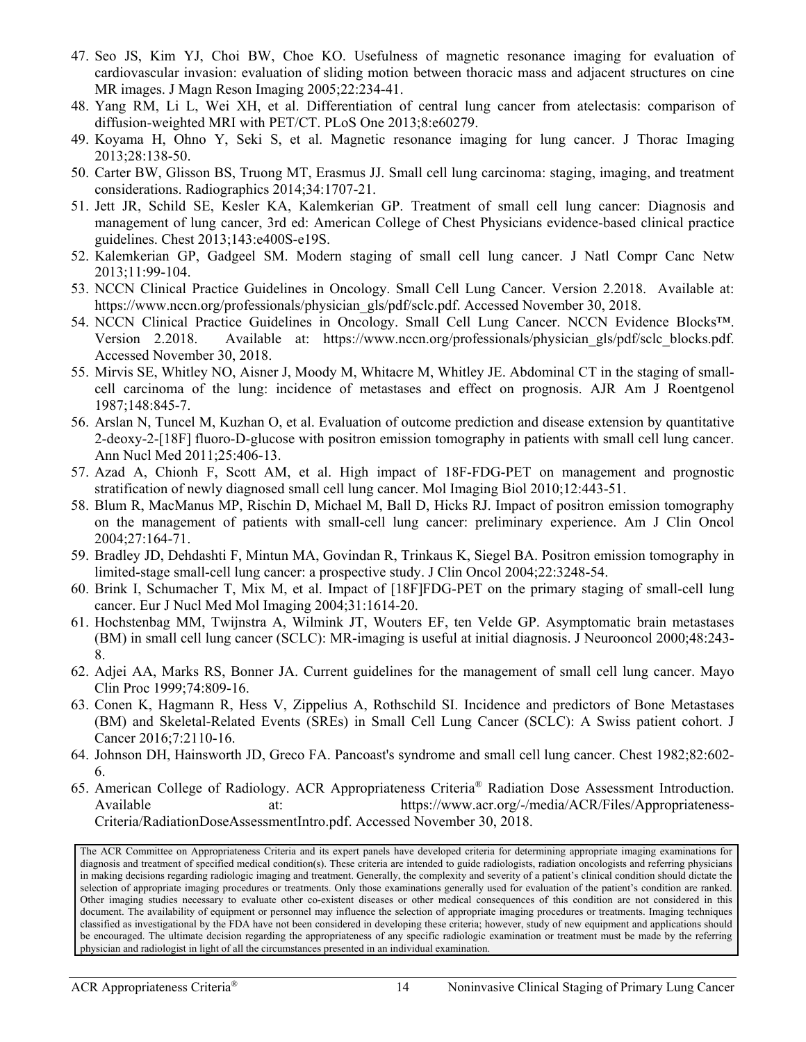47. Seo JS, Kim YJ, Choi BW, Choe KO. Usefulness of magnetic resonance imaging for evaluation of cardiovascular invasion: evaluation of sliding motion between thoracic mass and adjacent structures on cine MR images. J Magn Reson Imaging 2005;22:234-41.
48. Yang RM, Li L, Wei XH, et al. Differentiation of central lung cancer from atelectasis: comparison of diffusion-weighted MRI with PET/CT. PLoS One 2013;8:e60279.
49. Koyama H, Ohno Y, Seki S, et al. Magnetic resonance imaging for lung cancer. J Thorac Imaging 2013;28:138-50.
50. Carter BW, Glisson BS, Truong MT, Erasmus JJ. Small cell lung carcinoma: staging, imaging, and treatment considerations. Radiographics 2014;34:1707-21.
51. Jett JR, Schild SE, Kesler KA, Kalemkerian GP. Treatment of small cell lung cancer: Diagnosis and management of lung cancer, 3rd ed: American College of Chest Physicians evidence-based clinical practice guidelines. Chest 2013;143:e400S-e19S.
52. Kalemkerian GP, Gadgeel SM. Modern staging of small cell lung cancer. J Natl Compr Canc Netw 2013;11:99-104.
53. NCCN Clinical Practice Guidelines in Oncology. Small Cell Lung Cancer. Version 2.2018. Available at: https://www.nccn.org/professionals/physician_gls/pdf/sclc.pdf. Accessed November 30, 2018.
54. NCCN Clinical Practice Guidelines in Oncology. Small Cell Lung Cancer. NCCN Evidence Blocks™. Version 2.2018. Available at: https://www.nccn.org/professionals/physician_gls/pdf/sclc_blocks.pdf. Accessed November 30, 2018.
55. Mirvis SE, Whitley NO, Aisner J, Moody M, Whitacre M, Whitley JE. Abdominal CT in the staging of small-cell carcinoma of the lung: incidence of metastases and effect on prognosis. AJR Am J Roentgenol 1987;148:845-7.
56. Arslan N, Tuncel M, Kuzhan O, et al. Evaluation of outcome prediction and disease extension by quantitative 2-deoxy-2-[18F] fluoro-D-glucose with positron emission tomography in patients with small cell lung cancer. Ann Nucl Med 2011;25:406-13.
57. Azad A, Chionh F, Scott AM, et al. High impact of 18F-FDG-PET on management and prognostic stratification of newly diagnosed small cell lung cancer. Mol Imaging Biol 2010;12:443-51.
58. Blum R, MacManus MP, Rischin D, Michael M, Ball D, Hicks RJ. Impact of positron emission tomography on the management of patients with small-cell lung cancer: preliminary experience. Am J Clin Oncol 2004;27:164-71.
59. Bradley JD, Dehdashti F, Mintun MA, Govindan R, Trinkaus K, Siegel BA. Positron emission tomography in limited-stage small-cell lung cancer: a prospective study. J Clin Oncol 2004;22:3248-54.
60. Brink I, Schumacher T, Mix M, et al. Impact of [18F]FDG-PET on the primary staging of small-cell lung cancer. Eur J Nucl Med Mol Imaging 2004;31:1614-20.
61. Hochstenbag MM, Twijnstra A, Wilmink JT, Wouters EF, ten Velde GP. Asymptomatic brain metastases (BM) in small cell lung cancer (SCLC): MR-imaging is useful at initial diagnosis. J Neurooncol 2000;48:243-8.
62. Adjei AA, Marks RS, Bonner JA. Current guidelines for the management of small cell lung cancer. Mayo Clin Proc 1999;74:809-16.
63. Conen K, Hagmann R, Hess V, Zippelius A, Rothschild SI. Incidence and predictors of Bone Metastases (BM) and Skeletal-Related Events (SREs) in Small Cell Lung Cancer (SCLC): A Swiss patient cohort. J Cancer 2016;7:2110-16.
64. Johnson DH, Hainsworth JD, Greco FA. Pancoast's syndrome and small cell lung cancer. Chest 1982;82:602-6.
65. American College of Radiology. ACR Appropriateness Criteria® Radiation Dose Assessment Introduction. Available at: https://www.acr.org/-/media/ACR/Files/Appropriateness-Criteria/RadiationDoseAssessmentIntro.pdf. Accessed November 30, 2018.

The ACR Committee on Appropriateness Criteria and its expert panels have developed criteria for determining appropriate imaging examinations for diagnosis and treatment of specified medical condition(s). These criteria are intended to guide radiologists, radiation oncologists and referring physicians in making decisions regarding radiologic imaging and treatment. Generally, the complexity and severity of a patient's clinical condition should dictate the selection of appropriate imaging procedures or treatments. Only those examinations generally used for evaluation of the patient's condition are ranked. Other imaging studies necessary to evaluate other co-existent diseases or other medical consequences of this condition are not considered in this document. The availability of equipment or personnel may influence the selection of appropriate imaging procedures or treatments. Imaging techniques classified as investigational by the FDA have not been considered in developing these criteria; however, study of new equipment and applications should be encouraged. The ultimate decision regarding the appropriateness of any specific radiologic examination or treatment must be made by the referring physician and radiologist in light of all the circumstances presented in an individual examination.